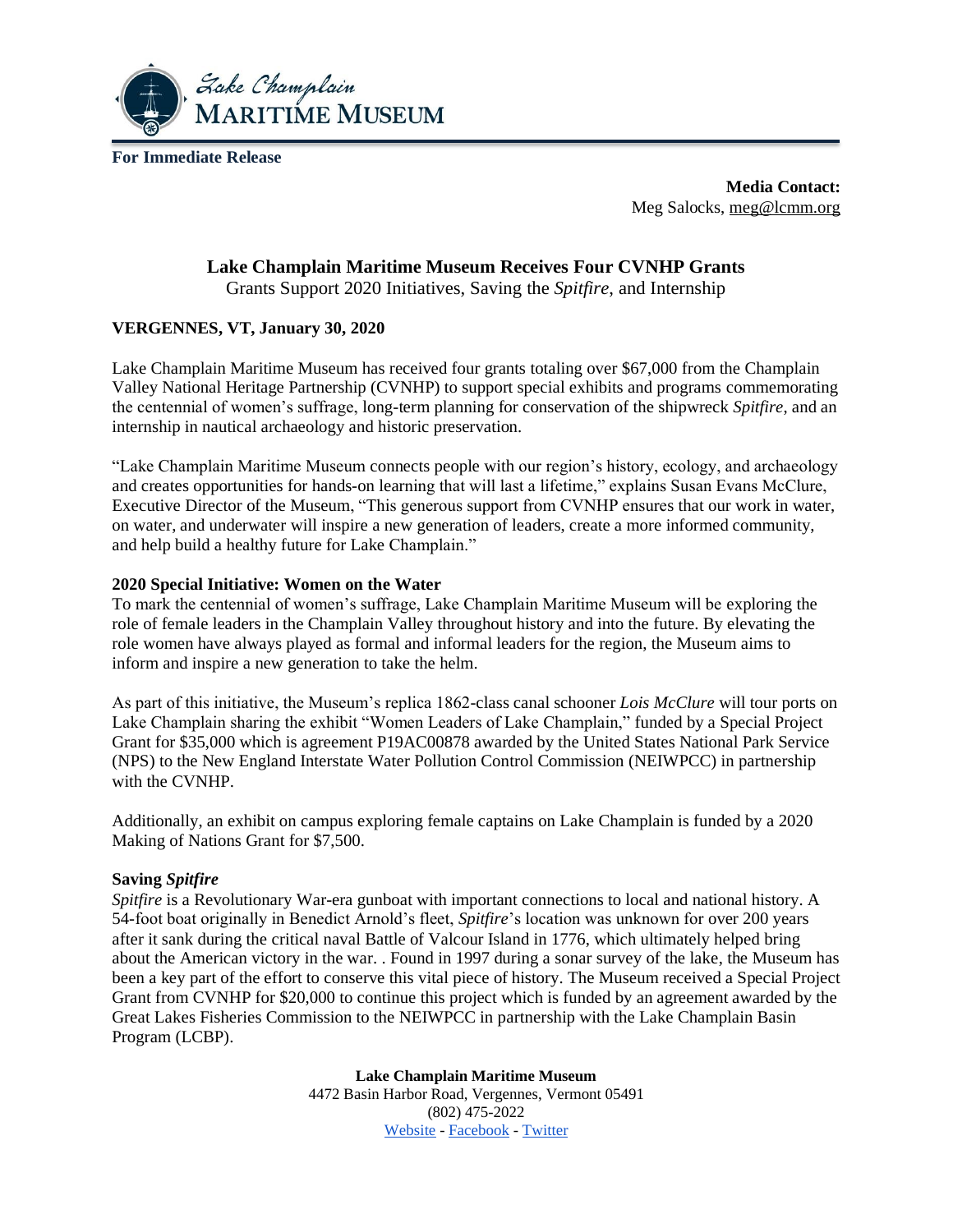**For Immediate Release**

**Media Contact:**
Meg Salocks, meg@lcmm.org

## Lake Champlain Maritime Museum Receives Four CVNHP Grants

Grants Support 2020 Initiatives, Saving the *Spitfire*, and Internship

**VERGENNES, VT, January 30, 2020**

Lake Champlain Maritime Museum has received four grants totaling over $67,000 from the Champlain Valley National Heritage Partnership (CVNHP) to support special exhibits and programs commemorating the centennial of women's suffrage, long-term planning for conservation of the shipwreck *Spitfire*, and an internship in nautical archaeology and historic preservation.

"Lake Champlain Maritime Museum connects people with our region's history, ecology, and archaeology and creates opportunities for hands-on learning that will last a lifetime," explains Susan Evans McClure, Executive Director of the Museum, "This generous support from CVNHP ensures that our work in water, on water, and underwater will inspire a new generation of leaders, create a more informed community, and help build a healthy future for Lake Champlain."

**2020 Special Initiative: Women on the Water**

To mark the centennial of women's suffrage, Lake Champlain Maritime Museum will be exploring the role of female leaders in the Champlain Valley throughout history and into the future. By elevating the role women have always played as formal and informal leaders for the region, the Museum aims to inform and inspire a new generation to take the helm.

As part of this initiative, the Museum's replica 1862-class canal schooner *Lois McClure* will tour ports on Lake Champlain sharing the exhibit "Women Leaders of Lake Champlain," funded by a Special Project Grant for $35,000 which is agreement P19AC00878 awarded by the United States National Park Service (NPS) to the New England Interstate Water Pollution Control Commission (NEIWPCC) in partnership with the CVNHP.

Additionally, an exhibit on campus exploring female captains on Lake Champlain is funded by a 2020 Making of Nations Grant for $7,500.

**Saving *Spitfire***

*Spitfire* is a Revolutionary War-era gunboat with important connections to local and national history. A 54-foot boat originally in Benedict Arnold's fleet, *Spitfire*'s location was unknown for over 200 years after it sank during the critical naval Battle of Valcour Island in 1776, which ultimately helped bring about the American victory in the war. . Found in 1997 during a sonar survey of the lake, the Museum has been a key part of the effort to conserve this vital piece of history. The Museum received a Special Project Grant from CVNHP for $20,000 to continue this project which is funded by an agreement awarded by the Great Lakes Fisheries Commission to the NEIWPCC in partnership with the Lake Champlain Basin Program (LCBP).

**Lake Champlain Maritime Museum**
4472 Basin Harbor Road, Vergennes, Vermont 05491
(802) 475-2022
Website - Facebook - Twitter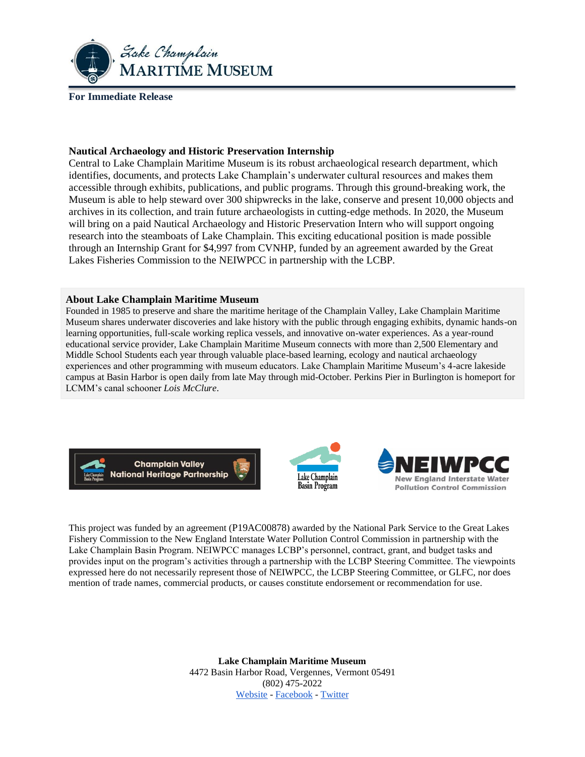Lake Champlain
MARITIME MUSEUM

**For Immediate Release**

**Nautical Archaeology and Historic Preservation Internship**

Central to Lake Champlain Maritime Museum is its robust archaeological research department, which identifies, documents, and protects Lake Champlain's underwater cultural resources and makes them accessible through exhibits, publications, and public programs. Through this ground-breaking work, the Museum is able to help steward over 300 shipwrecks in the lake, conserve and present 10,000 objects and archives in its collection, and train future archaeologists in cutting-edge methods. In 2020, the Museum will bring on a paid Nautical Archaeology and Historic Preservation Intern who will support ongoing research into the steamboats of Lake Champlain. This exciting educational position is made possible through an Internship Grant for $4,997 from CVNHP, funded by an agreement awarded by the Great Lakes Fisheries Commission to the NEIWPCC in partnership with the LCBP.

**About Lake Champlain Maritime Museum**

Founded in 1985 to preserve and share the maritime heritage of the Champlain Valley, Lake Champlain Maritime Museum shares underwater discoveries and lake history with the public through engaging exhibits, dynamic hands-on learning opportunities, full-scale working replica vessels, and innovative on-water experiences. As a year-round educational service provider, Lake Champlain Maritime Museum connects with more than 2,500 Elementary and Middle School Students each year through valuable place-based learning, ecology and nautical archaeology experiences and other programming with museum educators. Lake Champlain Maritime Museum's 4-acre lakeside campus at Basin Harbor is open daily from late May through mid-October. Perkins Pier in Burlington is homeport for LCMM's canal schooner *Lois McClure*.

Champlain Valley National Heritage Partnership

Lake Champlain Basin Program

NEIWPCC
New England Interstate Water Pollution Control Commission

This project was funded by an agreement (P19AC00878) awarded by the National Park Service to the Great Lakes Fishery Commission to the New England Interstate Water Pollution Control Commission in partnership with the Lake Champlain Basin Program. NEIWPCC manages LCBP's personnel, contract, grant, and budget tasks and provides input on the program's activities through a partnership with the LCBP Steering Committee. The viewpoints expressed here do not necessarily represent those of NEIWPCC, the LCBP Steering Committee, or GLFC, nor does mention of trade names, commercial products, or causes constitute endorsement or recommendation for use.

**Lake Champlain Maritime Museum**
4472 Basin Harbor Road, Vergennes, Vermont 05491
(802) 475-2022
Website - Facebook - Twitter